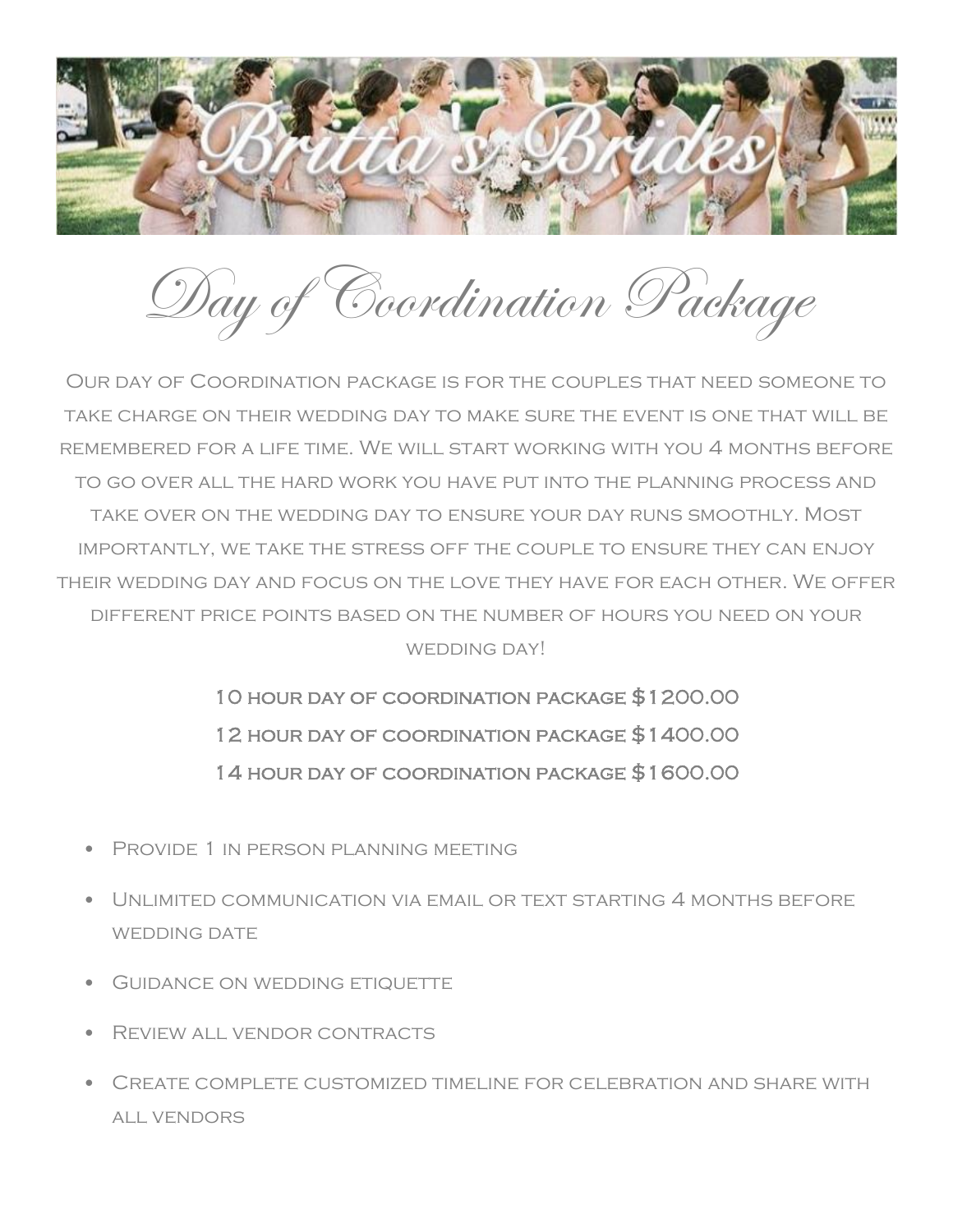# Day of Coordination Package

Our day of Coordination package is for the couples that need someone to take charge on their wedding day to make sure the event is one that will be remembered for a life time. We will start working with you 4 months before to go over all the hard work you have put into the planning process and take over on the wedding day to ensure your day runs smoothly. Most importantly, we take the stress off the couple to ensure they can enjoy their wedding day and focus on the love they have for each other. We offer different price points based on the number of hours you need on your wedding day!

10 hour day of coordination package $1200.00
12 hour day of coordination package $1400.00
14 hour day of coordination package $1600.00

- Provide 1 in person planning meeting
- Unlimited communication via email or text starting 4 months before wedding date
- Guidance on wedding etiquette
- Review all vendor contracts
- Create complete customized timeline for celebration and share with all vendors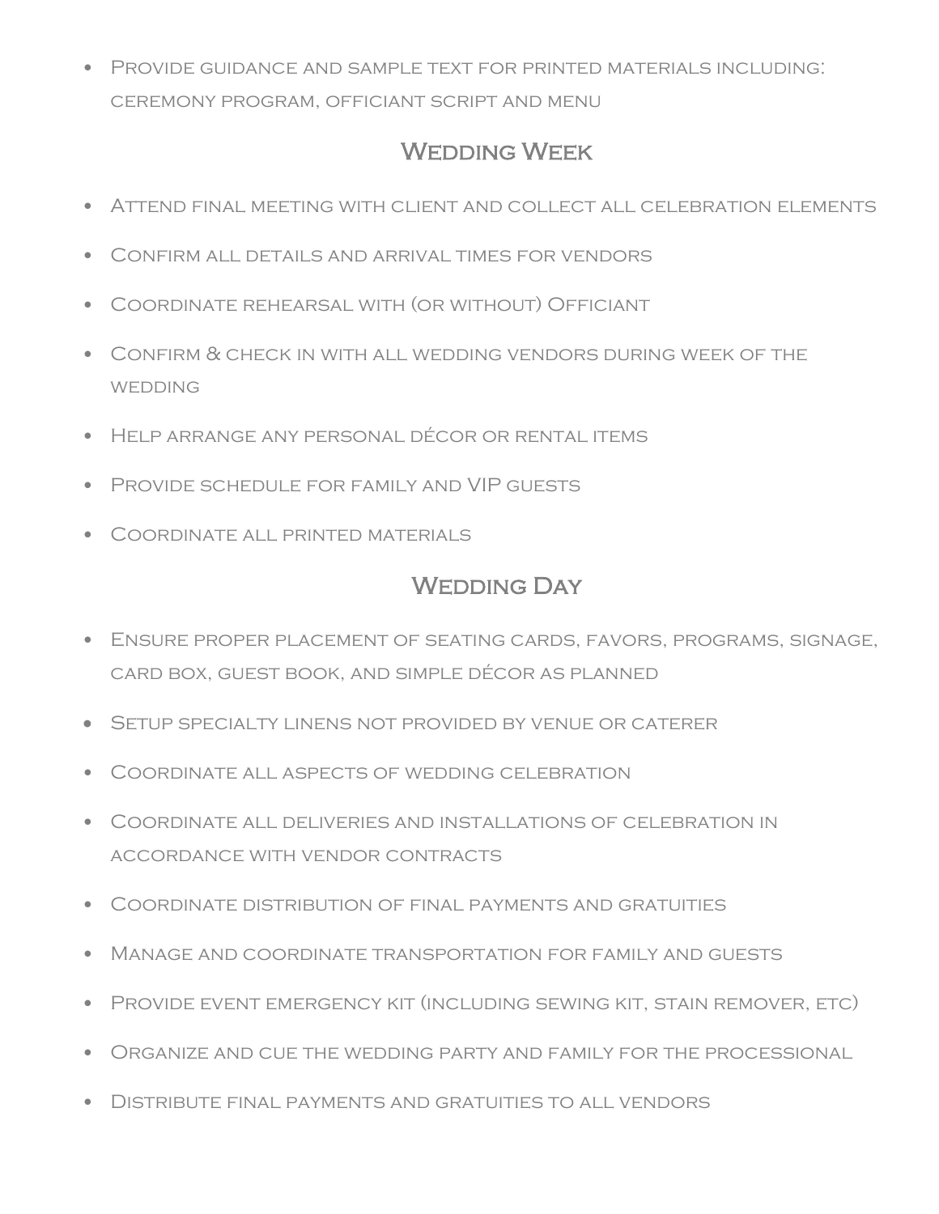- Provide guidance and sample text for printed materials including: ceremony program, officiant script and menu

## Wedding Week

- Attend final meeting with client and collect all celebration elements
- Confirm all details and arrival times for vendors
- Coordinate rehearsal with (or without) Officiant
- Confirm & check in with all wedding vendors during week of the wedding
- Help arrange any personal décor or rental items
- Provide schedule for family and VIP guests
- Coordinate all printed materials

## Wedding Day

- Ensure proper placement of seating cards, favors, programs, signage, card box, guest book, and simple décor as planned
- Setup specialty linens not provided by venue or caterer
- Coordinate all aspects of wedding celebration
- Coordinate all deliveries and installations of celebration in accordance with vendor contracts
- Coordinate distribution of final payments and gratuities
- Manage and coordinate transportation for family and guests
- Provide event emergency kit (including sewing kit, stain remover, etc)
- Organize and cue the wedding party and family for the processional
- Distribute final payments and gratuities to all vendors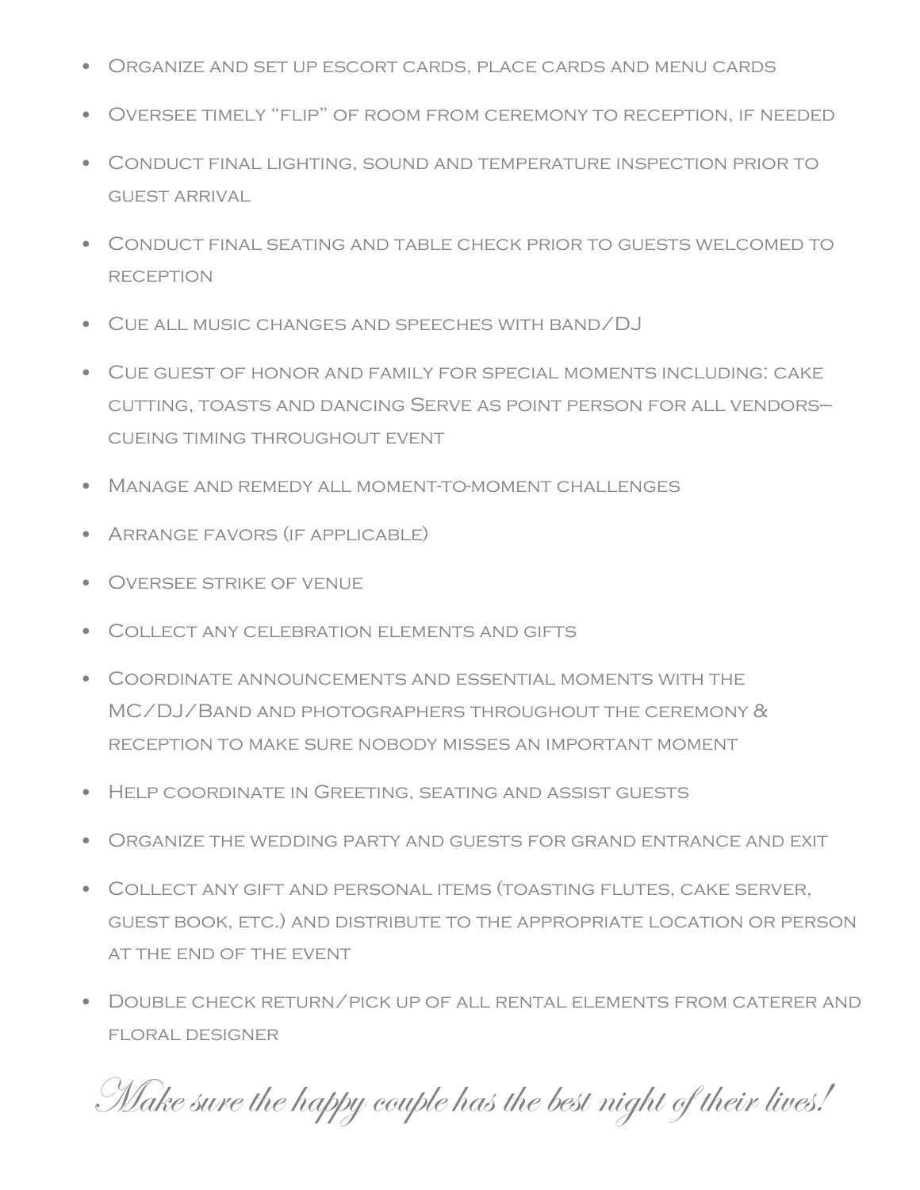- Organize and set up escort cards, place cards and menu cards
- Oversee timely "flip" of room from ceremony to reception, if needed
- Conduct final lighting, sound and temperature inspection prior to guest arrival
- Conduct final seating and table check prior to guests welcomed to reception
- Cue all music changes and speeches with band/DJ
- Cue guest of honor and family for special moments including: cake cutting, toasts and dancing Serve as point person for all vendors– cueing timing throughout event
- Manage and remedy all moment-to-moment challenges
- Arrange favors (if applicable)
- Oversee strike of venue
- Collect any celebration elements and gifts
- Coordinate announcements and essential moments with the MC/DJ/Band and photographers throughout the ceremony & reception to make sure nobody misses an important moment
- Help coordinate in Greeting, seating and assist guests
- Organize the wedding party and guests for grand entrance and exit
- Collect any gift and personal items (toasting flutes, cake server, guest book, etc.) and distribute to the appropriate location or person at the end of the event
- Double check return/pick up of all rental elements from caterer and floral designer

*Make sure the happy couple has the best night of their lives!*